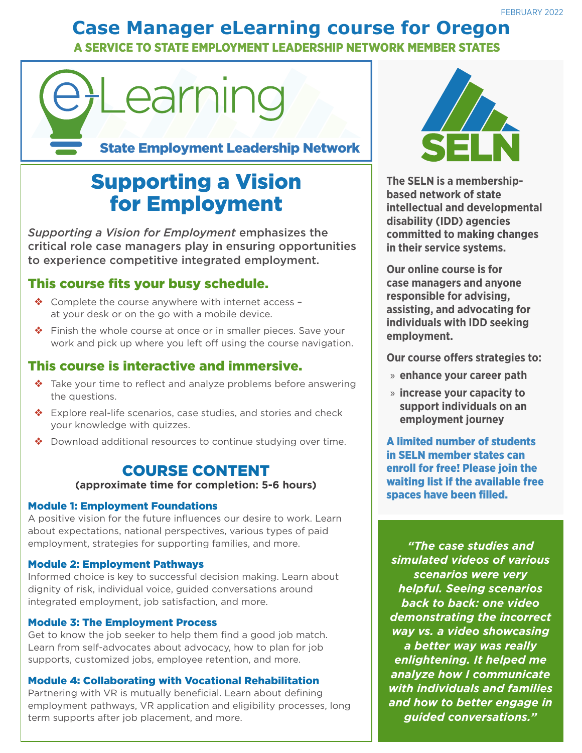FEBRUARY 2022

# Case Manager eLearning course for Oregon

A SERVICE TO STATE EMPLOYMENT LEADERSHIP NETWORK MEMBER STATES

e-Learning

State Employment Leadership Network

## Supporting a Vision for Employment

*Supporting a Vision for Employment* emphasizes the critical role case managers play in ensuring opportunities to experience competitive integrated employment.

### This course fits your busy schedule.

- Complete the course anywhere with internet access – at your desk or on the go with a mobile device.
- Finish the whole course at once or in smaller pieces. Save your work and pick up where you left off using the course navigation.

### This course is interactive and immersive.

- Take your time to reflect and analyze problems before answering the questions.
- Explore real-life scenarios, case studies, and stories and check your knowledge with quizzes.
- Download additional resources to continue studying over time.

### COURSE CONTENT

**(approximate time for completion: 5-6 hours)**

#### Module 1: Employment Foundations

A positive vision for the future influences our desire to work. Learn about expectations, national perspectives, various types of paid employment, strategies for supporting families, and more.

#### Module 2: Employment Pathways

Informed choice is key to successful decision making. Learn about dignity of risk, individual voice, guided conversations around integrated employment, job satisfaction, and more.

#### Module 3: The Employment Process

Get to know the job seeker to help them find a good job match. Learn from self-advocates about advocacy, how to plan for job supports, customized jobs, employee retention, and more.

#### Module 4: Collaborating with Vocational Rehabilitation

Partnering with VR is mutually beneficial. Learn about defining employment pathways, VR application and eligibility processes, long term supports after job placement, and more.

SELN

**The SELN is a membership-based network of state intellectual and developmental disability (IDD) agencies committed to making changes in their service systems.**

**Our online course is for case managers and anyone responsible for advising, assisting, and advocating for individuals with IDD seeking employment.**

**Our course offers strategies to:**

- **enhance your career path**
- **increase your capacity to support individuals on an employment journey**

**A limited number of students in SELN member states can enroll for free! Please join the waiting list if the available free spaces have been filled.**

***"The case studies and simulated videos of various scenarios were very helpful. Seeing scenarios back to back: one video demonstrating the incorrect way vs. a video showcasing a better way was really enlightening. It helped me analyze how I communicate with individuals and families and how to better engage in guided conversations."***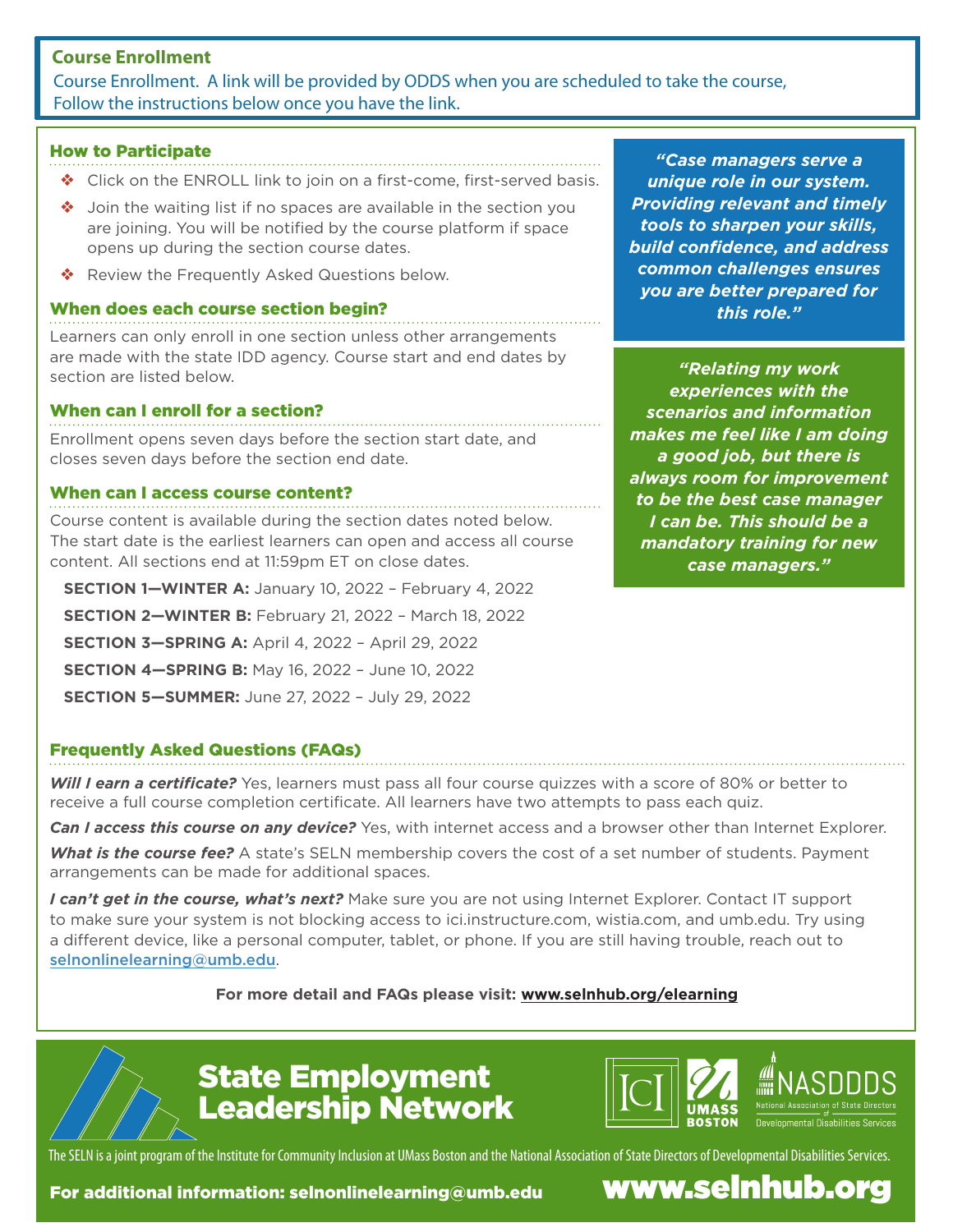## Course Enrollment

Course Enrollment. A link will be provided by ODDS when you are scheduled to take the course, Follow the instructions below once you have the link.

### How to Participate

- Click on the ENROLL link to join on a first-come, first-served basis.
- Join the waiting list if no spaces are available in the section you are joining. You will be notified by the course platform if space opens up during the section course dates.
- Review the Frequently Asked Questions below.

### When does each course section begin?

Learners can only enroll in one section unless other arrangements are made with the state IDD agency. Course start and end dates by section are listed below.

### When can I enroll for a section?

Enrollment opens seven days before the section start date, and closes seven days before the section end date.

### When can I access course content?

Course content is available during the section dates noted below. The start date is the earliest learners can open and access all course content. All sections end at 11:59pm ET on close dates.

**SECTION 1—WINTER A:** January 10, 2022 – February 4, 2022

**SECTION 2—WINTER B:** February 21, 2022 – March 18, 2022

**SECTION 3—SPRING A:** April 4, 2022 – April 29, 2022

**SECTION 4—SPRING B:** May 16, 2022 – June 10, 2022

**SECTION 5—SUMMER:** June 27, 2022 – July 29, 2022

***"Case managers serve a unique role in our system. Providing relevant and timely tools to sharpen your skills, build confidence, and address common challenges ensures you are better prepared for this role."***

***"Relating my work experiences with the scenarios and information makes me feel like I am doing a good job, but there is always room for improvement to be the best case manager I can be. This should be a mandatory training for new case managers."***

### Frequently Asked Questions (FAQs)

***Will I earn a certificate?*** Yes, learners must pass all four course quizzes with a score of 80% or better to receive a full course completion certificate. All learners have two attempts to pass each quiz.

***Can I access this course on any device?*** Yes, with internet access and a browser other than Internet Explorer.

***What is the course fee?*** A state's SELN membership covers the cost of a set number of students. Payment arrangements can be made for additional spaces.

***I can't get in the course, what's next?*** Make sure you are not using Internet Explorer. Contact IT support to make sure your system is not blocking access to ici.instructure.com, wistia.com, and umb.edu. Try using a different device, like a personal computer, tablet, or phone. If you are still having trouble, reach out to selnonlinelearning@umb.edu.

**For more detail and FAQs please visit: www.selnhub.org/elearning**

**State Employment Leadership Network**

ICI | UMASS BOSTON | NASDDDS National Association of State Directors of Developmental Disabilities Services

The SELN is a joint program of the Institute for Community Inclusion at UMass Boston and the National Association of State Directors of Developmental Disabilities Services.

**For additional information: selnonlinelearning@umb.edu**

**www.selnhub.org**